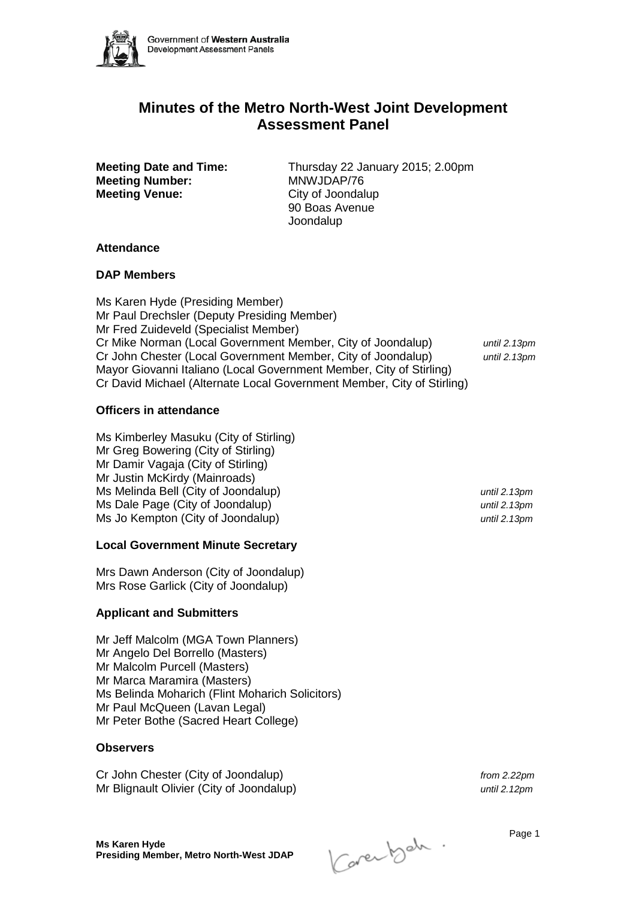# Minutes of the Metro North-West Joint Development Assessment Panel

**Meeting Date and Time:** Thursday 22 January 2015; 2.00pm
**Meeting Number:** MNWJDAP/76
**Meeting Venue:** City of Joondalup
90 Boas Avenue
Joondalup

### Attendance

### DAP Members

Ms Karen Hyde (Presiding Member)
Mr Paul Drechsler (Deputy Presiding Member)
Mr Fred Zuideveld (Specialist Member)
Cr Mike Norman (Local Government Member, City of Joondalup) *until 2.13pm*
Cr John Chester (Local Government Member, City of Joondalup) *until 2.13pm*
Mayor Giovanni Italiano (Local Government Member, City of Stirling)
Cr David Michael (Alternate Local Government Member, City of Stirling)

### Officers in attendance

Ms Kimberley Masuku (City of Stirling)
Mr Greg Bowering (City of Stirling)
Mr Damir Vagaja (City of Stirling)
Mr Justin McKirdy (Mainroads)
Ms Melinda Bell (City of Joondalup) *until 2.13pm*
Ms Dale Page (City of Joondalup) *until 2.13pm*
Ms Jo Kempton (City of Joondalup) *until 2.13pm*

### Local Government Minute Secretary

Mrs Dawn Anderson (City of Joondalup)
Mrs Rose Garlick (City of Joondalup)

### Applicant and Submitters

Mr Jeff Malcolm (MGA Town Planners)
Mr Angelo Del Borrello (Masters)
Mr Malcolm Purcell (Masters)
Mr Marca Maramira (Masters)
Ms Belinda Moharich (Flint Moharich Solicitors)
Mr Paul McQueen (Lavan Legal)
Mr Peter Bothe (Sacred Heart College)

### Observers

Cr John Chester (City of Joondalup) *from 2.22pm*
Mr Blignault Olivier (City of Joondalup) *until 2.12pm*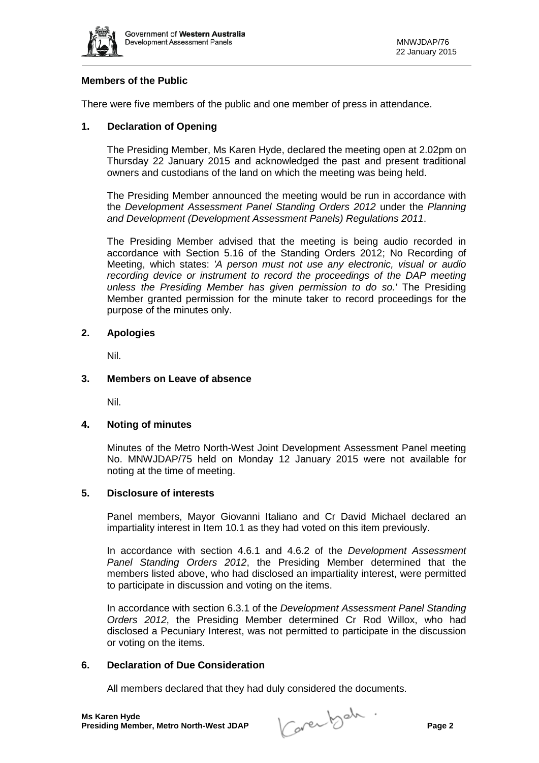## Members of the Public

There were five members of the public and one member of press in attendance.

## 1. Declaration of Opening

The Presiding Member, Ms Karen Hyde, declared the meeting open at 2.02pm on Thursday 22 January 2015 and acknowledged the past and present traditional owners and custodians of the land on which the meeting was being held.

The Presiding Member announced the meeting would be run in accordance with the *Development Assessment Panel Standing Orders 2012* under the *Planning and Development (Development Assessment Panels) Regulations 2011*.

The Presiding Member advised that the meeting is being audio recorded in accordance with Section 5.16 of the Standing Orders 2012; No Recording of Meeting, which states: *'A person must not use any electronic, visual or audio recording device or instrument to record the proceedings of the DAP meeting unless the Presiding Member has given permission to do so.'* The Presiding Member granted permission for the minute taker to record proceedings for the purpose of the minutes only.

## 2. Apologies

Nil.

## 3. Members on Leave of absence

Nil.

## 4. Noting of minutes

Minutes of the Metro North-West Joint Development Assessment Panel meeting No. MNWJDAP/75 held on Monday 12 January 2015 were not available for noting at the time of meeting.

## 5. Disclosure of interests

Panel members, Mayor Giovanni Italiano and Cr David Michael declared an impartiality interest in Item 10.1 as they had voted on this item previously.

In accordance with section 4.6.1 and 4.6.2 of the *Development Assessment Panel Standing Orders 2012*, the Presiding Member determined that the members listed above, who had disclosed an impartiality interest, were permitted to participate in discussion and voting on the items.

In accordance with section 6.3.1 of the *Development Assessment Panel Standing Orders 2012*, the Presiding Member determined Cr Rod Willox, who had disclosed a Pecuniary Interest, was not permitted to participate in the discussion or voting on the items.

## 6. Declaration of Due Consideration

All members declared that they had duly considered the documents.

**Ms Karen Hyde**
**Presiding Member, Metro North-West JDAP**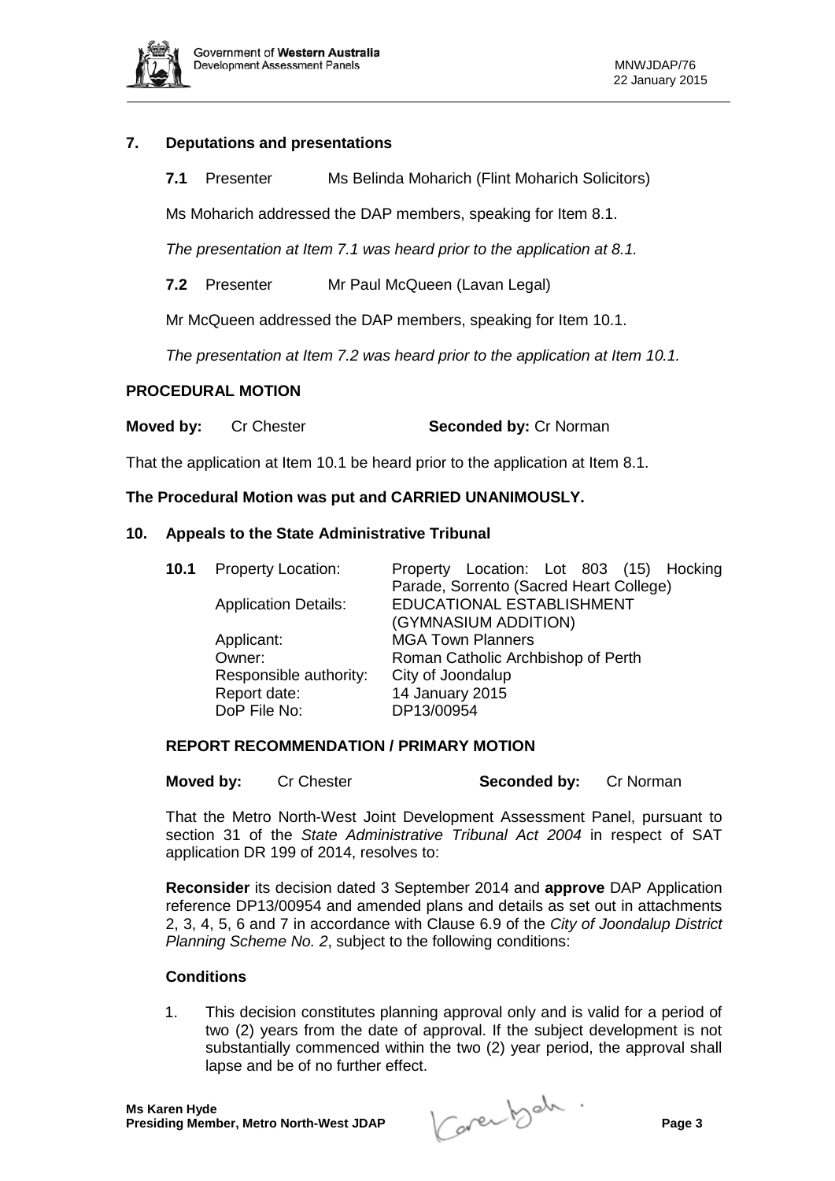## 7. Deputations and presentations

**7.1** Presenter Ms Belinda Moharich (Flint Moharich Solicitors)

Ms Moharich addressed the DAP members, speaking for Item 8.1.

*The presentation at Item 7.1 was heard prior to the application at 8.1.*

**7.2** Presenter Mr Paul McQueen (Lavan Legal)

Mr McQueen addressed the DAP members, speaking for Item 10.1.

*The presentation at Item 7.2 was heard prior to the application at Item 10.1.*

**PROCEDURAL MOTION**

**Moved by:** Cr Chester **Seconded by:** Cr Norman

That the application at Item 10.1 be heard prior to the application at Item 8.1.

**The Procedural Motion was put and CARRIED UNANIMOUSLY.**

## 10. Appeals to the State Administrative Tribunal

| **10.1** | | |
|---|---|---|
| | Property Location: | Property Location: Lot 803 (15) Hocking Parade, Sorrento (Sacred Heart College) |
| | Application Details: | EDUCATIONAL ESTABLISHMENT (GYMNASIUM ADDITION) |
| | Applicant: | MGA Town Planners |
| | Owner: | Roman Catholic Archbishop of Perth |
| | Responsible authority: | City of Joondalup |
| | Report date: | 14 January 2015 |
| | DoP File No: | DP13/00954 |

**REPORT RECOMMENDATION / PRIMARY MOTION**

**Moved by:** Cr Chester **Seconded by:** Cr Norman

That the Metro North-West Joint Development Assessment Panel, pursuant to section 31 of the *State Administrative Tribunal Act 2004* in respect of SAT application DR 199 of 2014, resolves to:

**Reconsider** its decision dated 3 September 2014 and **approve** DAP Application reference DP13/00954 and amended plans and details as set out in attachments 2, 3, 4, 5, 6 and 7 in accordance with Clause 6.9 of the *City of Joondalup District Planning Scheme No. 2*, subject to the following conditions:

**Conditions**

1. This decision constitutes planning approval only and is valid for a period of two (2) years from the date of approval. If the subject development is not substantially commenced within the two (2) year period, the approval shall lapse and be of no further effect.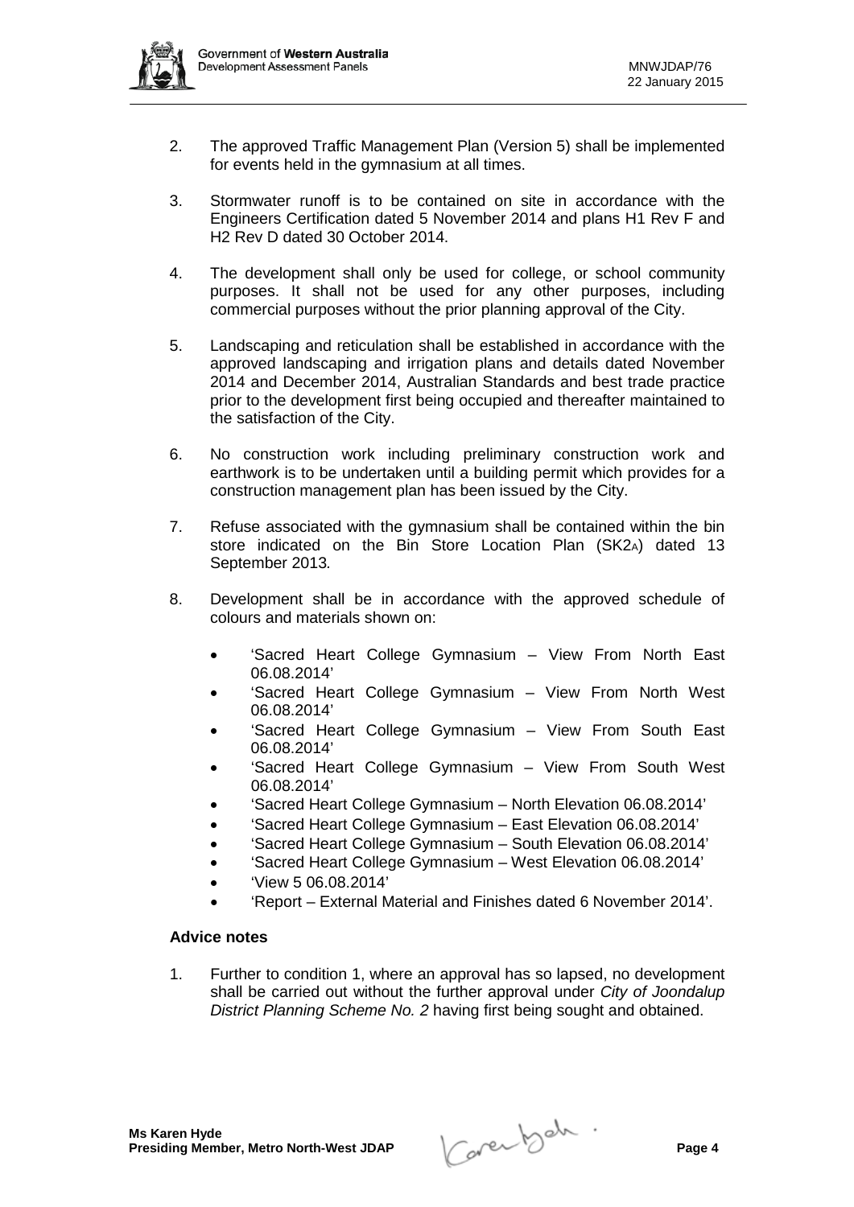2. The approved Traffic Management Plan (Version 5) shall be implemented for events held in the gymnasium at all times.

3. Stormwater runoff is to be contained on site in accordance with the Engineers Certification dated 5 November 2014 and plans H1 Rev F and H2 Rev D dated 30 October 2014.

4. The development shall only be used for college, or school community purposes. It shall not be used for any other purposes, including commercial purposes without the prior planning approval of the City.

5. Landscaping and reticulation shall be established in accordance with the approved landscaping and irrigation plans and details dated November 2014 and December 2014, Australian Standards and best trade practice prior to the development first being occupied and thereafter maintained to the satisfaction of the City.

6. No construction work including preliminary construction work and earthwork is to be undertaken until a building permit which provides for a construction management plan has been issued by the City.

7. Refuse associated with the gymnasium shall be contained within the bin store indicated on the Bin Store Location Plan (SK2A) dated 13 September 2013*.*

8. Development shall be in accordance with the approved schedule of colours and materials shown on:

   - 'Sacred Heart College Gymnasium – View From North East 06.08.2014'
   - 'Sacred Heart College Gymnasium – View From North West 06.08.2014'
   - 'Sacred Heart College Gymnasium – View From South East 06.08.2014'
   - 'Sacred Heart College Gymnasium – View From South West 06.08.2014'
   - 'Sacred Heart College Gymnasium – North Elevation 06.08.2014'
   - 'Sacred Heart College Gymnasium – East Elevation 06.08.2014'
   - 'Sacred Heart College Gymnasium – South Elevation 06.08.2014'
   - 'Sacred Heart College Gymnasium – West Elevation 06.08.2014'
   - 'View 5 06.08.2014'
   - 'Report – External Material and Finishes dated 6 November 2014'.

### Advice notes

1. Further to condition 1, where an approval has so lapsed, no development shall be carried out without the further approval under *City of Joondalup District Planning Scheme No. 2* having first being sought and obtained.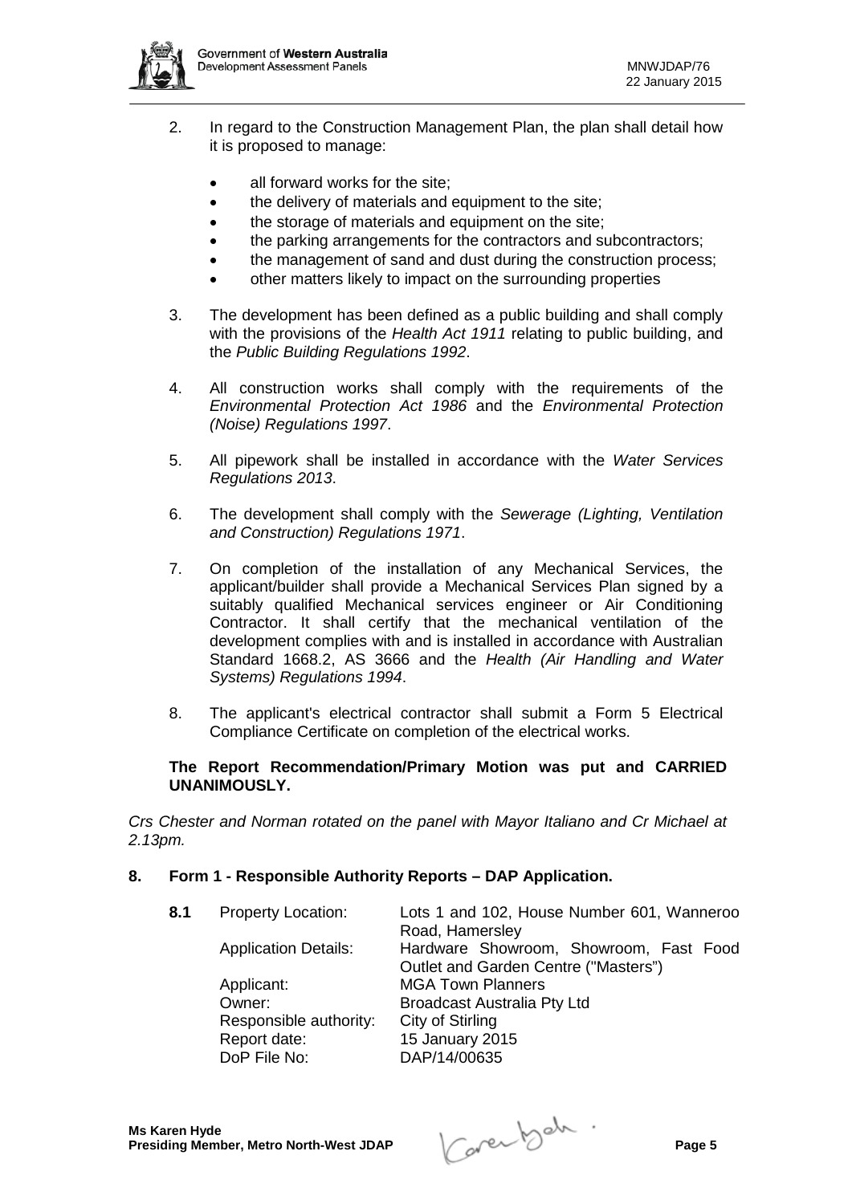2. In regard to the Construction Management Plan, the plan shall detail how it is proposed to manage:

   - all forward works for the site;
   - the delivery of materials and equipment to the site;
   - the storage of materials and equipment on the site;
   - the parking arrangements for the contractors and subcontractors;
   - the management of sand and dust during the construction process;
   - other matters likely to impact on the surrounding properties

3. The development has been defined as a public building and shall comply with the provisions of the *Health Act 1911* relating to public building, and the *Public Building Regulations 1992*.

4. All construction works shall comply with the requirements of the *Environmental Protection Act 1986* and the *Environmental Protection (Noise) Regulations 1997*.

5. All pipework shall be installed in accordance with the *Water Services Regulations 2013*.

6. The development shall comply with the *Sewerage (Lighting, Ventilation and Construction) Regulations 1971*.

7. On completion of the installation of any Mechanical Services, the applicant/builder shall provide a Mechanical Services Plan signed by a suitably qualified Mechanical services engineer or Air Conditioning Contractor. It shall certify that the mechanical ventilation of the development complies with and is installed in accordance with Australian Standard 1668.2, AS 3666 and the *Health (Air Handling and Water Systems) Regulations 1994*.

8. The applicant's electrical contractor shall submit a Form 5 Electrical Compliance Certificate on completion of the electrical works.

**The Report Recommendation/Primary Motion was put and CARRIED UNANIMOUSLY.**

*Crs Chester and Norman rotated on the panel with Mayor Italiano and Cr Michael at 2.13pm.*

## 8. Form 1 - Responsible Authority Reports – DAP Application.

**8.1**

| | |
|---|---|
| Property Location: | Lots 1 and 102, House Number 601, Wanneroo Road, Hamersley |
| Application Details: | Hardware Showroom, Showroom, Fast Food Outlet and Garden Centre ("Masters") |
| Applicant: | MGA Town Planners |
| Owner: | Broadcast Australia Pty Ltd |
| Responsible authority: | City of Stirling |
| Report date: | 15 January 2015 |
| DoP File No: | DAP/14/00635 |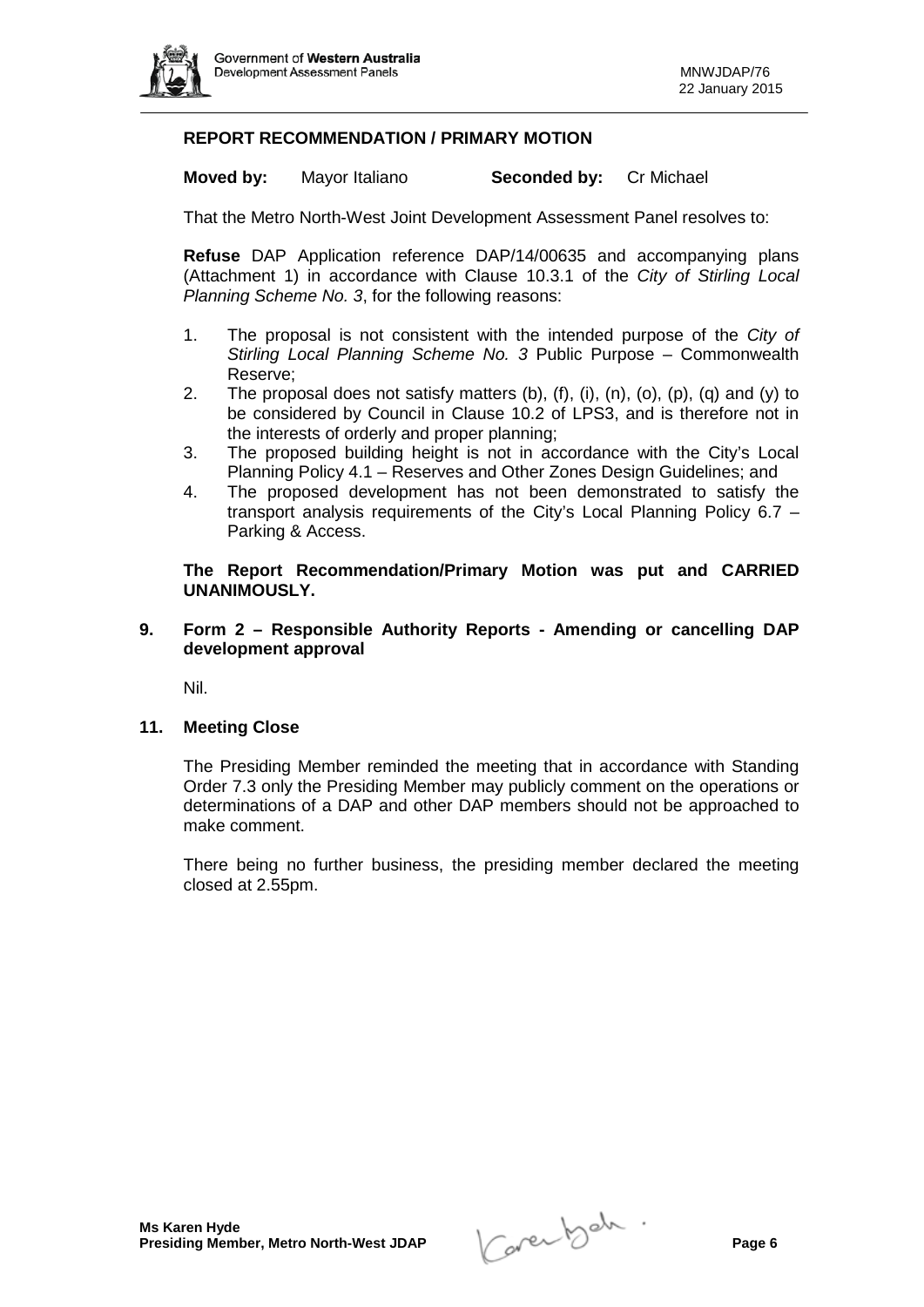**REPORT RECOMMENDATION / PRIMARY MOTION**

**Moved by:** Mayor Italiano **Seconded by:** Cr Michael

That the Metro North-West Joint Development Assessment Panel resolves to:

**Refuse** DAP Application reference DAP/14/00635 and accompanying plans (Attachment 1) in accordance with Clause 10.3.1 of the *City of Stirling Local Planning Scheme No. 3*, for the following reasons:

1. The proposal is not consistent with the intended purpose of the *City of Stirling Local Planning Scheme No. 3* Public Purpose – Commonwealth Reserve;
2. The proposal does not satisfy matters (b), (f), (i), (n), (o), (p), (q) and (y) to be considered by Council in Clause 10.2 of LPS3, and is therefore not in the interests of orderly and proper planning;
3. The proposed building height is not in accordance with the City's Local Planning Policy 4.1 – Reserves and Other Zones Design Guidelines; and
4. The proposed development has not been demonstrated to satisfy the transport analysis requirements of the City's Local Planning Policy 6.7 – Parking & Access.

**The Report Recommendation/Primary Motion was put and CARRIED UNANIMOUSLY.**

## 9. Form 2 – Responsible Authority Reports - Amending or cancelling DAP development approval

Nil.

## 11. Meeting Close

The Presiding Member reminded the meeting that in accordance with Standing Order 7.3 only the Presiding Member may publicly comment on the operations or determinations of a DAP and other DAP members should not be approached to make comment.

There being no further business, the presiding member declared the meeting closed at 2.55pm.

**Ms Karen Hyde**
**Presiding Member, Metro North-West JDAP**